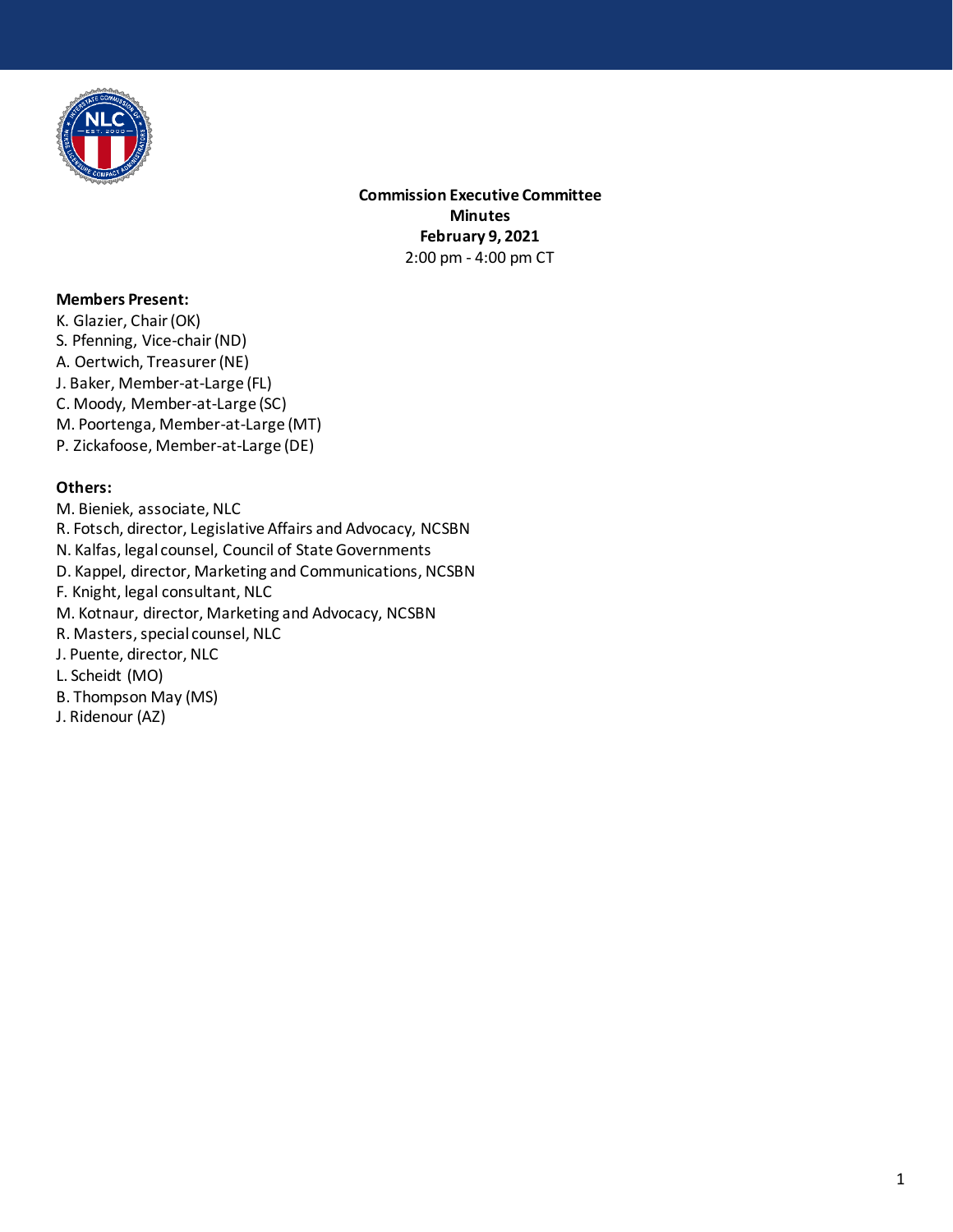# Commission Executive Committee
## Minutes
## February 9, 2021
2:00 pm - 4:00 pm CT

**Members Present:**

K. Glazier, Chair (OK)
S. Pfenning, Vice-chair (ND)
A. Oertwich, Treasurer (NE)
J. Baker, Member-at-Large (FL)
C. Moody, Member-at-Large (SC)
M. Poortenga, Member-at-Large (MT)
P. Zickafoose, Member-at-Large (DE)

**Others:**

M. Bieniek, associate, NLC
R. Fotsch, director, Legislative Affairs and Advocacy, NCSBN
N. Kalfas, legal counsel, Council of State Governments
D. Kappel, director, Marketing and Communications, NCSBN
F. Knight, legal consultant, NLC
M. Kotnaur, director, Marketing and Advocacy, NCSBN
R. Masters, special counsel, NLC
J. Puente, director, NLC
L. Scheidt (MO)
B. Thompson May (MS)
J. Ridenour (AZ)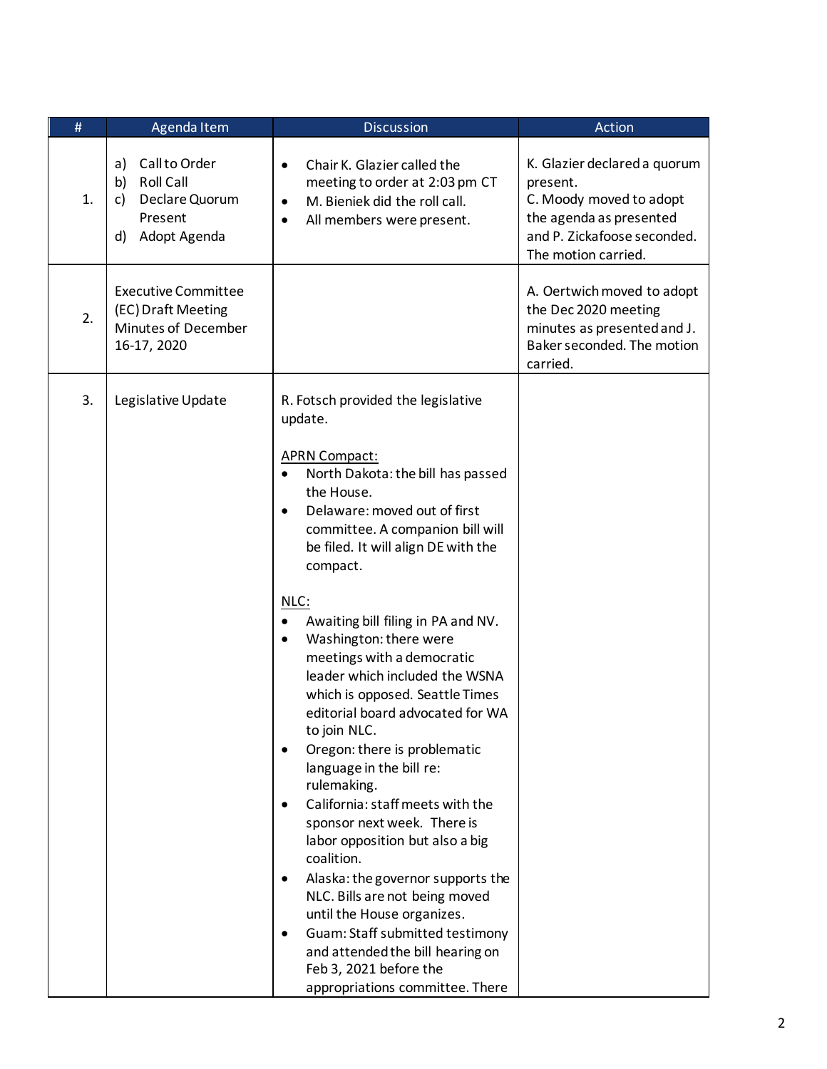| # | Agenda Item | Discussion | Action |
|---|---|---|---|
| 1. | a) Call to Order<br>b) Roll Call<br>c) Declare Quorum Present<br>d) Adopt Agenda | • Chair K. Glazier called the meeting to order at 2:03 pm CT<br>• M. Bieniek did the roll call.<br>• All members were present. | K. Glazier declared a quorum present.<br>C. Moody moved to adopt the agenda as presented and P. Zickafoose seconded. The motion carried. |
| 2. | Executive Committee (EC) Draft Meeting Minutes of December 16-17, 2020 | | A. Oertwich moved to adopt the Dec 2020 meeting minutes as presented and J. Baker seconded. The motion carried. |
| 3. | Legislative Update | R. Fotsch provided the legislative update.<br><br><u>APRN Compact:</u><br>• North Dakota: the bill has passed the House.<br>• Delaware: moved out of first committee. A companion bill will be filed. It will align DE with the compact.<br><br><u>NLC:</u><br>• Awaiting bill filing in PA and NV.<br>• Washington: there were meetings with a democratic leader which included the WSNA which is opposed. Seattle Times editorial board advocated for WA to join NLC.<br>• Oregon: there is problematic language in the bill re: rulemaking.<br>• California: staff meets with the sponsor next week. There is labor opposition but also a big coalition.<br>• Alaska: the governor supports the NLC. Bills are not being moved until the House organizes.<br>• Guam: Staff submitted testimony and attended the bill hearing on Feb 3, 2021 before the appropriations committee. There | |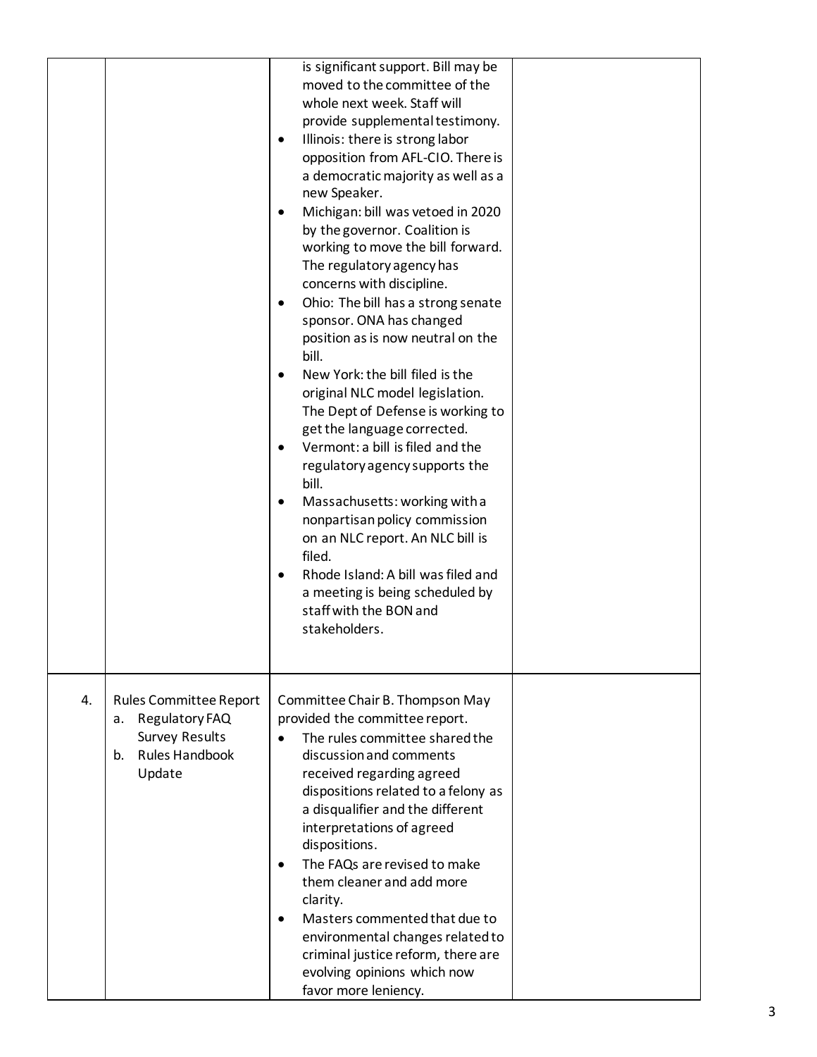| | | | |
|---|---|---|---|
| | | is significant support. Bill may be moved to the committee of the whole next week. Staff will provide supplemental testimony.<br>• Illinois: there is strong labor opposition from AFL-CIO. There is a democratic majority as well as a new Speaker.<br>• Michigan: bill was vetoed in 2020 by the governor. Coalition is working to move the bill forward. The regulatory agency has concerns with discipline.<br>• Ohio: The bill has a strong senate sponsor. ONA has changed position as is now neutral on the bill.<br>• New York: the bill filed is the original NLC model legislation. The Dept of Defense is working to get the language corrected.<br>• Vermont: a bill is filed and the regulatory agency supports the bill.<br>• Massachusetts: working with a nonpartisan policy commission on an NLC report. An NLC bill is filed.<br>• Rhode Island: A bill was filed and a meeting is being scheduled by staff with the BON and stakeholders. | |
| 4. | Rules Committee Report<br>a. Regulatory FAQ Survey Results<br>b. Rules Handbook Update | Committee Chair B. Thompson May provided the committee report.<br>• The rules committee shared the discussion and comments received regarding agreed dispositions related to a felony as a disqualifier and the different interpretations of agreed dispositions.<br>• The FAQs are revised to make them cleaner and add more clarity.<br>• Masters commented that due to environmental changes related to criminal justice reform, there are evolving opinions which now favor more leniency. | |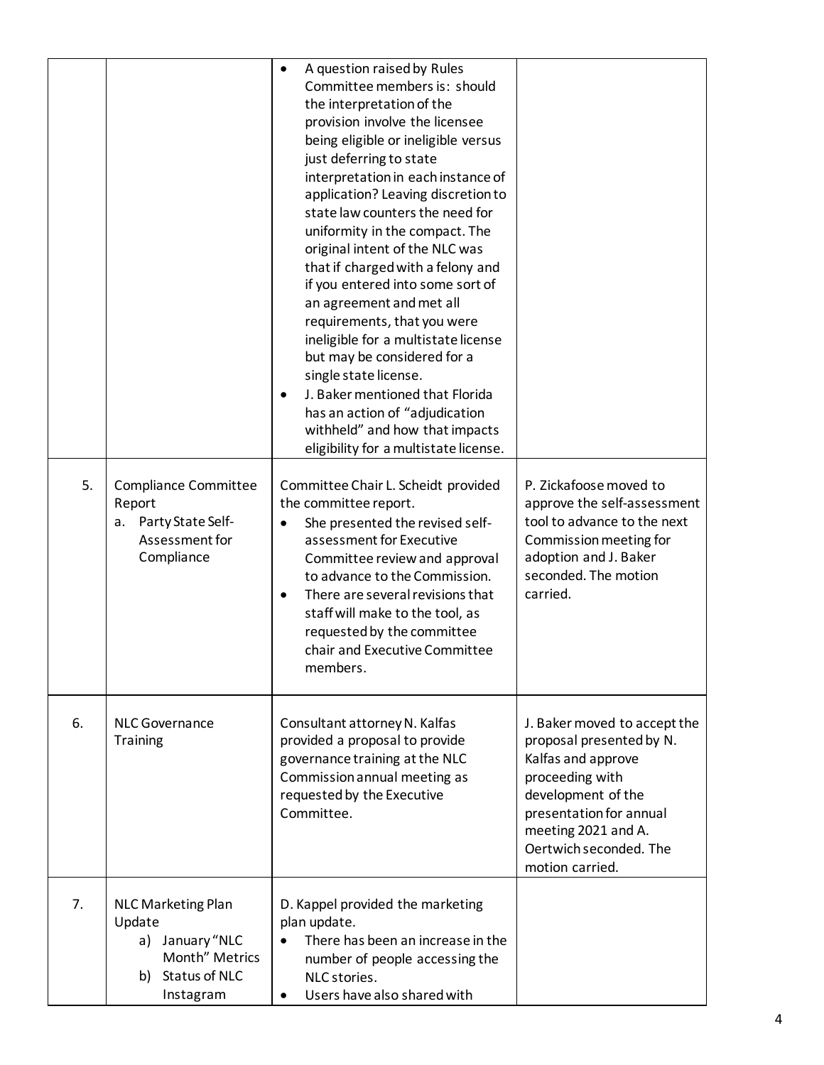| | | | |
|---|---|---|---|
| | | • A question raised by Rules Committee members is: should the interpretation of the provision involve the licensee being eligible or ineligible versus just deferring to state interpretation in each instance of application? Leaving discretion to state law counters the need for uniformity in the compact. The original intent of the NLC was that if charged with a felony and if you entered into some sort of an agreement and met all requirements, that you were ineligible for a multistate license but may be considered for a single state license.<br>• J. Baker mentioned that Florida has an action of "adjudication withheld" and how that impacts eligibility for a multistate license. | |
| 5. | Compliance Committee Report<br>a. Party State Self-Assessment for Compliance | Committee Chair L. Scheidt provided the committee report.<br>• She presented the revised self-assessment for Executive Committee review and approval to advance to the Commission.<br>• There are several revisions that staff will make to the tool, as requested by the committee chair and Executive Committee members. | P. Zickafoose moved to approve the self-assessment tool to advance to the next Commission meeting for adoption and J. Baker seconded. The motion carried. |
| 6. | NLC Governance Training | Consultant attorney N. Kalfas provided a proposal to provide governance training at the NLC Commission annual meeting as requested by the Executive Committee. | J. Baker moved to accept the proposal presented by N. Kalfas and approve proceeding with development of the presentation for annual meeting 2021 and A. Oertwich seconded. The motion carried. |
| 7. | NLC Marketing Plan Update<br>a) January "NLC Month" Metrics<br>b) Status of NLC Instagram | D. Kappel provided the marketing plan update.<br>• There has been an increase in the number of people accessing the NLC stories.<br>• Users have also shared with | |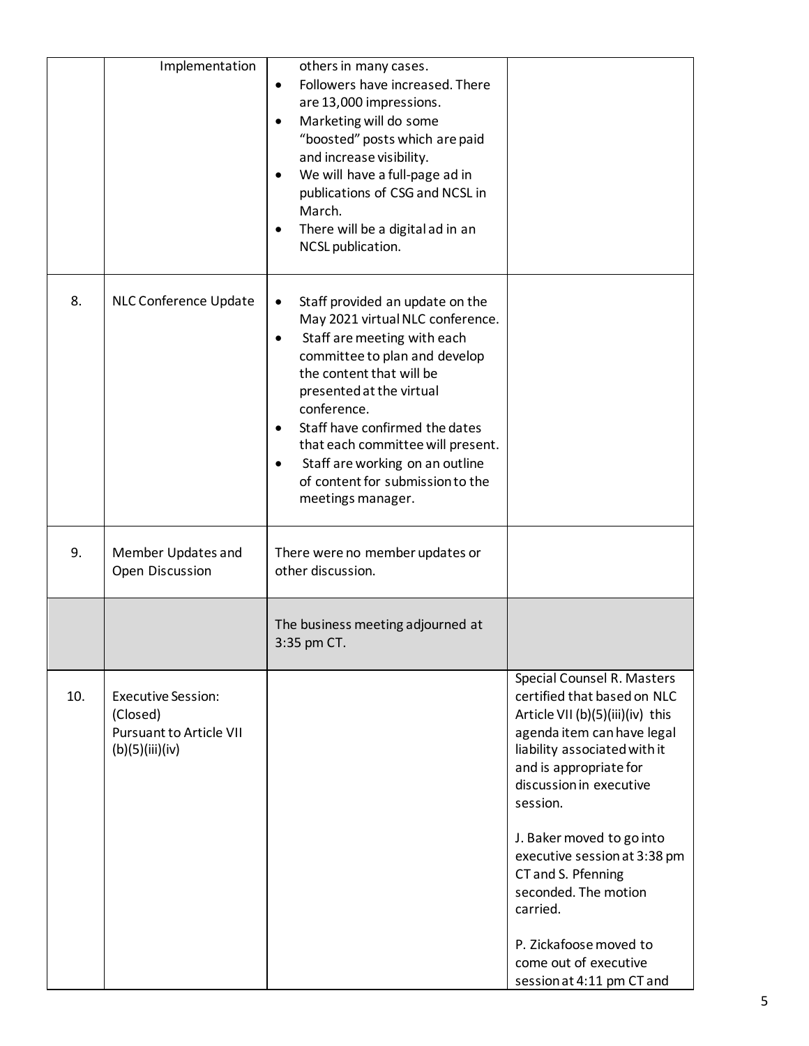| | | | |
|---|---|---|---|
| | Implementation | others in many cases.<br>• Followers have increased. There are 13,000 impressions.<br>• Marketing will do some "boosted" posts which are paid and increase visibility.<br>• We will have a full-page ad in publications of CSG and NCSL in March.<br>• There will be a digital ad in an NCSL publication. | |
| 8. | NLC Conference Update | • Staff provided an update on the May 2021 virtual NLC conference.<br>• Staff are meeting with each committee to plan and develop the content that will be presented at the virtual conference.<br>• Staff have confirmed the dates that each committee will present.<br>• Staff are working on an outline of content for submission to the meetings manager. | |
| 9. | Member Updates and Open Discussion | There were no member updates or other discussion. | |
| | | The business meeting adjourned at 3:35 pm CT. | |
| 10. | Executive Session: (Closed) Pursuant to Article VII (b)(5)(iii)(iv) | | Special Counsel R. Masters certified that based on NLC Article VII (b)(5)(iii)(iv) this agenda item can have legal liability associated with it and is appropriate for discussion in executive session.<br><br>J. Baker moved to go into executive session at 3:38 pm CT and S. Pfenning seconded. The motion carried.<br><br>P. Zickafoose moved to come out of executive session at 4:11 pm CT and |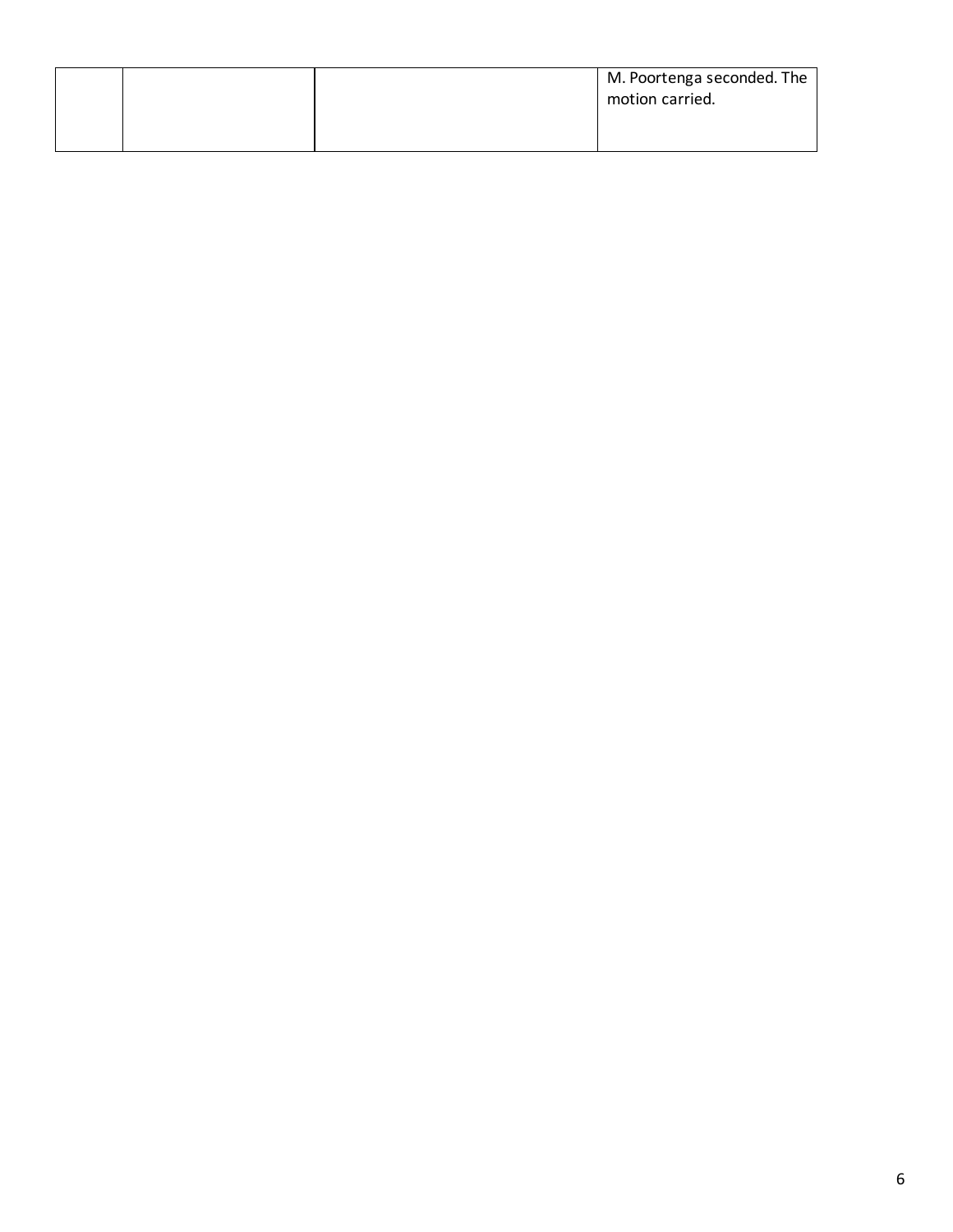| | | | |
|---|---|---|---|
| | | | M. Poortenga seconded. The motion carried. |